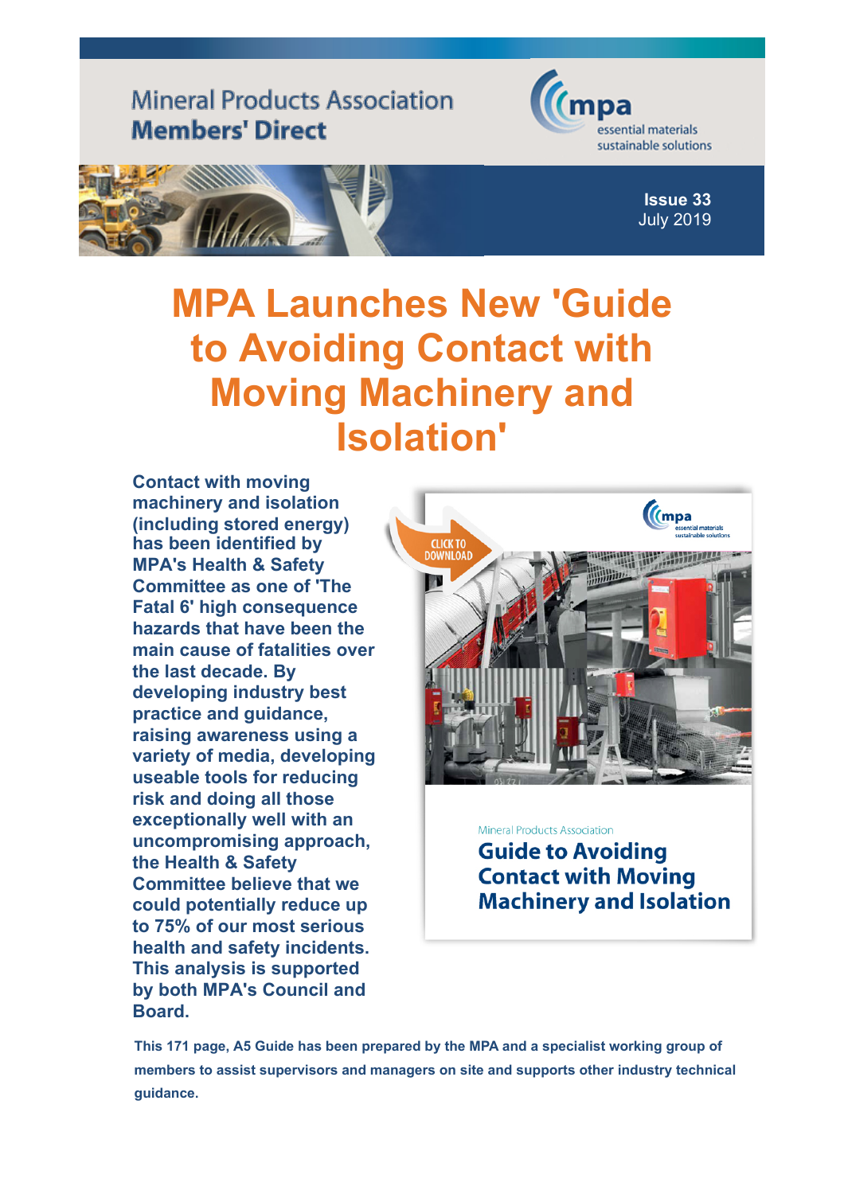Mineral Products Association
**Members' Direct**

mpa
essential materials
sustainable solutions

**Issue 33**
July 2019

# MPA Launches New 'Guide to Avoiding Contact with Moving Machinery and Isolation'

**Contact with moving machinery and isolation (including stored energy) has been identified by MPA's Health & Safety Committee as one of 'The Fatal 6' high consequence hazards that have been the main cause of fatalities over the last decade. By developing industry best practice and guidance, raising awareness using a variety of media, developing useable tools for reducing risk and doing all those exceptionally well with an uncompromising approach, the Health & Safety Committee believe that we could potentially reduce up to 75% of our most serious health and safety incidents. This analysis is supported by both MPA's Council and Board.**

CLICK TO DOWNLOAD

Mineral Products Association
**Guide to Avoiding Contact with Moving Machinery and Isolation**

**This 171 page, A5 Guide has been prepared by the MPA and a specialist working group of members to assist supervisors and managers on site and supports other industry technical guidance.**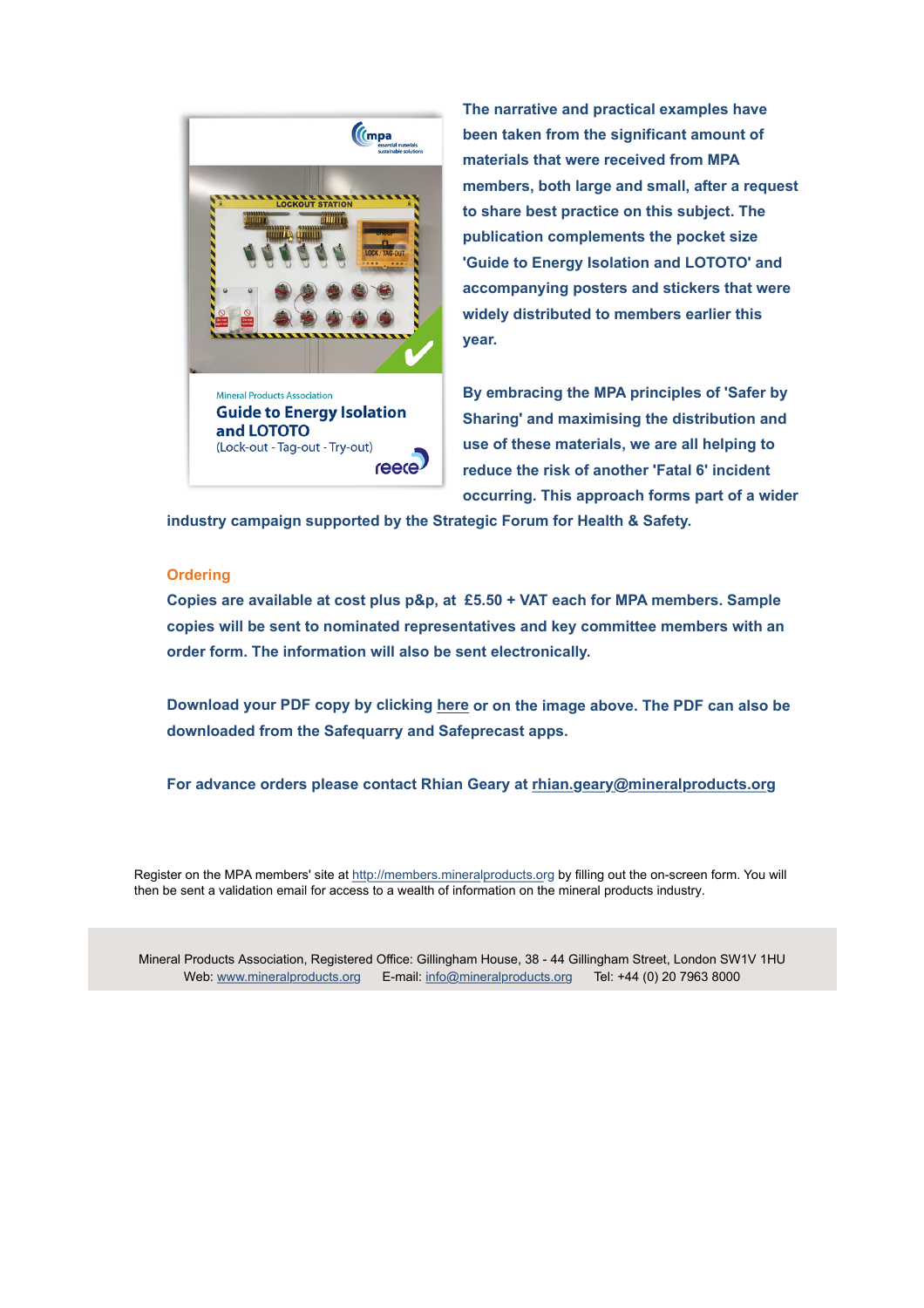The narrative and practical examples have been taken from the significant amount of materials that were received from MPA members, both large and small, after a request to share best practice on this subject. The publication complements the pocket size 'Guide to Energy Isolation and LOTOTO' and accompanying posters and stickers that were widely distributed to members earlier this year.

By embracing the MPA principles of 'Safer by Sharing' and maximising the distribution and use of these materials, we are all helping to reduce the risk of another 'Fatal 6' incident occurring. This approach forms part of a wider industry campaign supported by the Strategic Forum for Health & Safety.

## Ordering

Copies are available at cost plus p&p, at £5.50 + VAT each for MPA members. Sample copies will be sent to nominated representatives and key committee members with an order form. The information will also be sent electronically.

Download your PDF copy by clicking here or on the image above. The PDF can also be downloaded from the Safequarry and Safeprecast apps.

For advance orders please contact Rhian Geary at rhian.geary@mineralproducts.org

Register on the MPA members' site at http://members.mineralproducts.org by filling out the on-screen form. You will then be sent a validation email for access to a wealth of information on the mineral products industry.

Mineral Products Association, Registered Office: Gillingham House, 38 - 44 Gillingham Street, London SW1V 1HU
Web: www.mineralproducts.org E-mail: info@mineralproducts.org Tel: +44 (0) 20 7963 8000